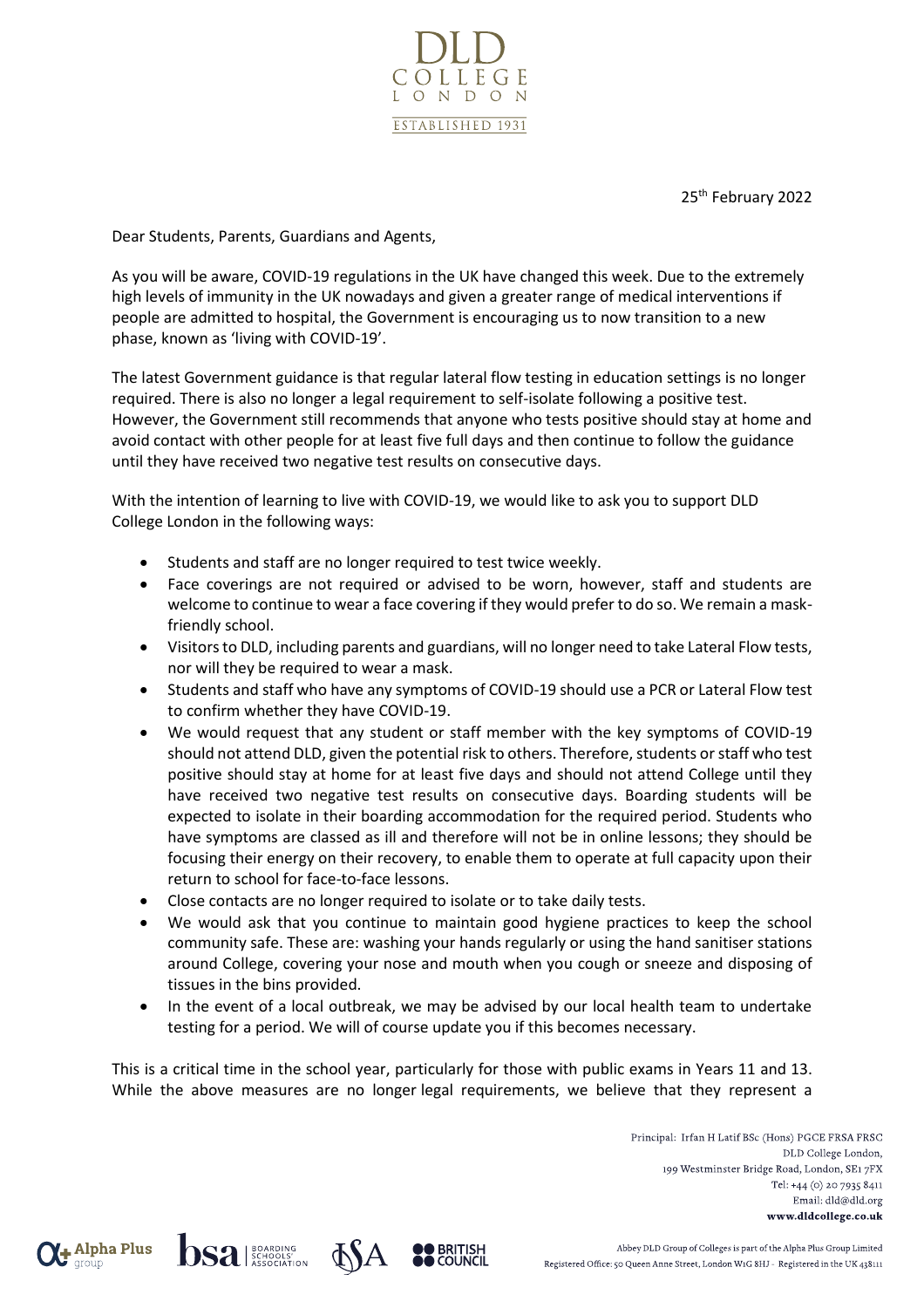DLD COLLEGE LONDON

ESTABLISHED 1931

25th February 2022

Dear Students, Parents, Guardians and Agents,

As you will be aware, COVID-19 regulations in the UK have changed this week. Due to the extremely high levels of immunity in the UK nowadays and given a greater range of medical interventions if people are admitted to hospital, the Government is encouraging us to now transition to a new phase, known as 'living with COVID-19'.

The latest Government guidance is that regular lateral flow testing in education settings is no longer required. There is also no longer a legal requirement to self-isolate following a positive test. However, the Government still recommends that anyone who tests positive should stay at home and avoid contact with other people for at least five full days and then continue to follow the guidance until they have received two negative test results on consecutive days.

With the intention of learning to live with COVID-19, we would like to ask you to support DLD College London in the following ways:

- Students and staff are no longer required to test twice weekly.
- Face coverings are not required or advised to be worn, however, staff and students are welcome to continue to wear a face covering if they would prefer to do so. We remain a mask-friendly school.
- Visitors to DLD, including parents and guardians, will no longer need to take Lateral Flow tests, nor will they be required to wear a mask.
- Students and staff who have any symptoms of COVID-19 should use a PCR or Lateral Flow test to confirm whether they have COVID-19.
- We would request that any student or staff member with the key symptoms of COVID-19 should not attend DLD, given the potential risk to others. Therefore, students or staff who test positive should stay at home for at least five days and should not attend College until they have received two negative test results on consecutive days. Boarding students will be expected to isolate in their boarding accommodation for the required period. Students who have symptoms are classed as ill and therefore will not be in online lessons; they should be focusing their energy on their recovery, to enable them to operate at full capacity upon their return to school for face-to-face lessons.
- Close contacts are no longer required to isolate or to take daily tests.
- We would ask that you continue to maintain good hygiene practices to keep the school community safe. These are: washing your hands regularly or using the hand sanitiser stations around College, covering your nose and mouth when you cough or sneeze and disposing of tissues in the bins provided.
- In the event of a local outbreak, we may be advised by our local health team to undertake testing for a period. We will of course update you if this becomes necessary.

This is a critical time in the school year, particularly for those with public exams in Years 11 and 13. While the above measures are no longer legal requirements, we believe that they represent a

Principal: Irfan H Latif BSc (Hons) PGCE FRSA FRSC
DLD College London,
199 Westminster Bridge Road, London, SE1 7FX
Tel: +44 (0) 20 7935 8411
Email: dld@dld.org
**www.dldcollege.co.uk**

Abbey DLD Group of Colleges is part of the Alpha Plus Group Limited
Registered Office: 50 Queen Anne Street, London W1G 8HJ - Registered in the UK 438111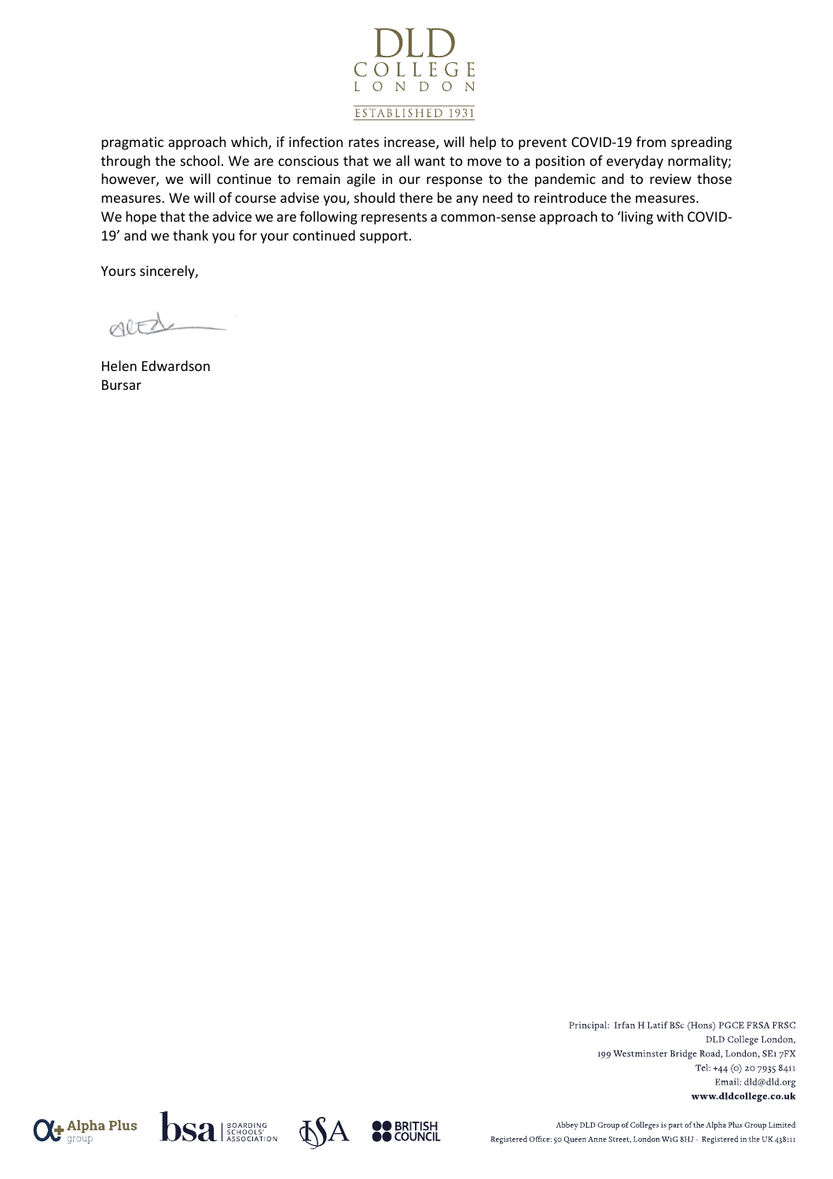pragmatic approach which, if infection rates increase, will help to prevent COVID-19 from spreading through the school. We are conscious that we all want to move to a position of everyday normality; however, we will continue to remain agile in our response to the pandemic and to review those measures. We will of course advise you, should there be any need to reintroduce the measures. We hope that the advice we are following represents a common-sense approach to 'living with COVID-19' and we thank you for your continued support.

Yours sincerely,

Helen Edwardson
Bursar

Principal: Irfan H Latif BSc (Hons) PGCE FRSA FRSC
DLD College London,
199 Westminster Bridge Road, London, SE1 7FX
Tel: +44 (0) 20 7935 8411
Email: dld@dld.org
**www.dldcollege.co.uk**

Abbey DLD Group of Colleges is part of the Alpha Plus Group Limited
Registered Office: 50 Queen Anne Street, London W1G 8HJ - Registered in the UK 438111